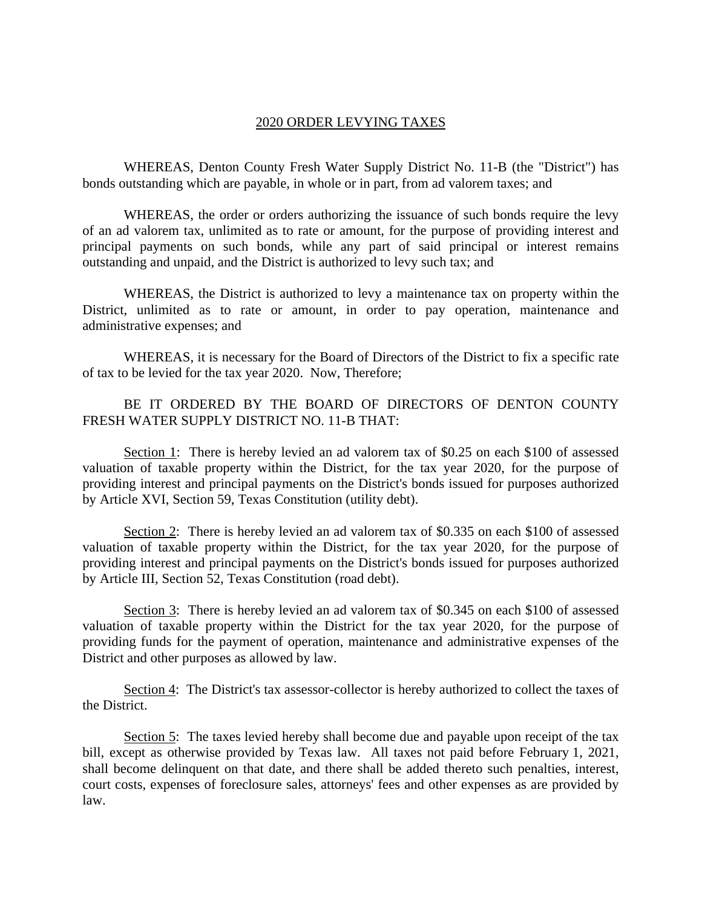# 2020 ORDER LEVYING TAXES

WHEREAS, Denton County Fresh Water Supply District No. 11-B (the "District") has bonds outstanding which are payable, in whole or in part, from ad valorem taxes; and

WHEREAS, the order or orders authorizing the issuance of such bonds require the levy of an ad valorem tax, unlimited as to rate or amount, for the purpose of providing interest and principal payments on such bonds, while any part of said principal or interest remains outstanding and unpaid, and the District is authorized to levy such tax; and

WHEREAS, the District is authorized to levy a maintenance tax on property within the District, unlimited as to rate or amount, in order to pay operation, maintenance and administrative expenses; and

WHEREAS, it is necessary for the Board of Directors of the District to fix a specific rate of tax to be levied for the tax year 2020. Now, Therefore;

BE IT ORDERED BY THE BOARD OF DIRECTORS OF DENTON COUNTY FRESH WATER SUPPLY DISTRICT NO. 11-B THAT:

Section 1: There is hereby levied an ad valorem tax of $0.25 on each $100 of assessed valuation of taxable property within the District, for the tax year 2020, for the purpose of providing interest and principal payments on the District's bonds issued for purposes authorized by Article XVI, Section 59, Texas Constitution (utility debt).

Section 2: There is hereby levied an ad valorem tax of $0.335 on each $100 of assessed valuation of taxable property within the District, for the tax year 2020, for the purpose of providing interest and principal payments on the District's bonds issued for purposes authorized by Article III, Section 52, Texas Constitution (road debt).

Section 3: There is hereby levied an ad valorem tax of $0.345 on each $100 of assessed valuation of taxable property within the District for the tax year 2020, for the purpose of providing funds for the payment of operation, maintenance and administrative expenses of the District and other purposes as allowed by law.

Section 4: The District's tax assessor-collector is hereby authorized to collect the taxes of the District.

Section 5: The taxes levied hereby shall become due and payable upon receipt of the tax bill, except as otherwise provided by Texas law. All taxes not paid before February 1, 2021, shall become delinquent on that date, and there shall be added thereto such penalties, interest, court costs, expenses of foreclosure sales, attorneys' fees and other expenses as are provided by law.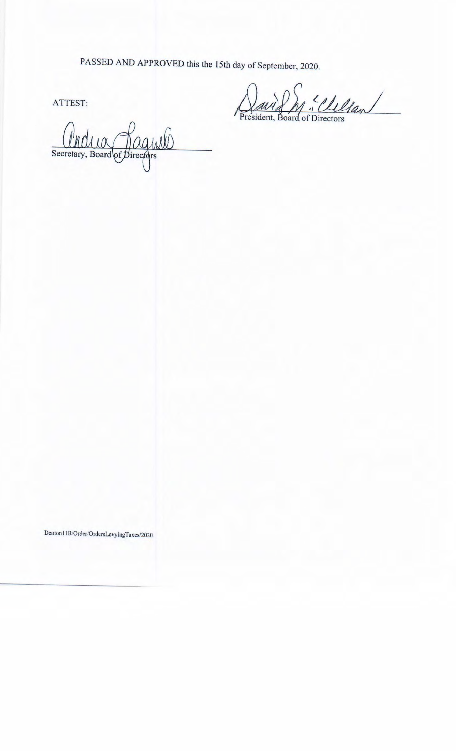PASSED AND APPROVED this the 15th day of September, 2020.

ATTEST:

President, Board of Directors

Secretary, Board of Directors

Denton11B/Order/OrdersLevyingTaxes/2020